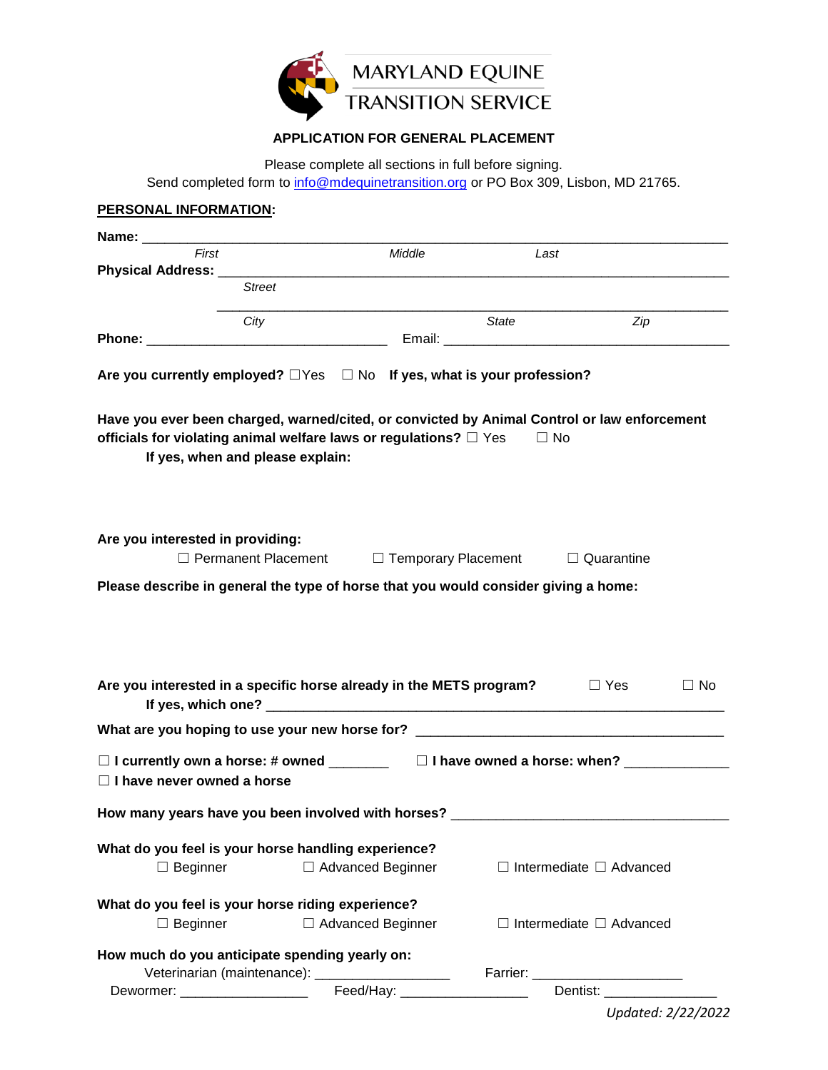# MARYLAND EQUINE TRANSITION SERVICE

## APPLICATION FOR GENERAL PLACEMENT

Please complete all sections in full before signing.
Send completed form to info@mdequinetransition.org or PO Box 309, Lisbon, MD 21765.

**PERSONAL INFORMATION:**

**Name:** ___________________________________________________________________________

*First* *Middle* *Last*

**Physical Address:** ___________________________________________________________________

*Street*

______________________________________________________________________________

*City* *State* *Zip*

**Phone:** _______________________________ Email: ____________________________________

**Are you currently employed?** ☐Yes ☐ No **If yes, what is your profession?**

**Have you ever been charged, warned/cited, or convicted by Animal Control or law enforcement officials for violating animal welfare laws or regulations?** ☐ Yes ☐ No

**If yes, when and please explain:**

**Are you interested in providing:**

☐ Permanent Placement ☐ Temporary Placement ☐ Quarantine

**Please describe in general the type of horse that you would consider giving a home:**

**Are you interested in a specific horse already in the METS program?** ☐ Yes ☐ No

**If yes, which one?** ___________________________________________________________

**What are you hoping to use your new horse for?** ________________________________________

☐ **I currently own a horse: # owned** ________ ☐ **I have owned a horse: when?** _____________

☐ **I have never owned a horse**

**How many years have you been involved with horses?** ____________________________________

**What do you feel is your horse handling experience?**

☐ Beginner ☐ Advanced Beginner ☐ Intermediate ☐ Advanced

**What do you feel is your horse riding experience?**

☐ Beginner ☐ Advanced Beginner ☐ Intermediate ☐ Advanced

**How much do you anticipate spending yearly on:**

Veterinarian (maintenance): __________________ Farrier: ____________________

Dewormer: _________________ Feed/Hay: ________________ Dentist: _______________

*Updated: 2/22/2022*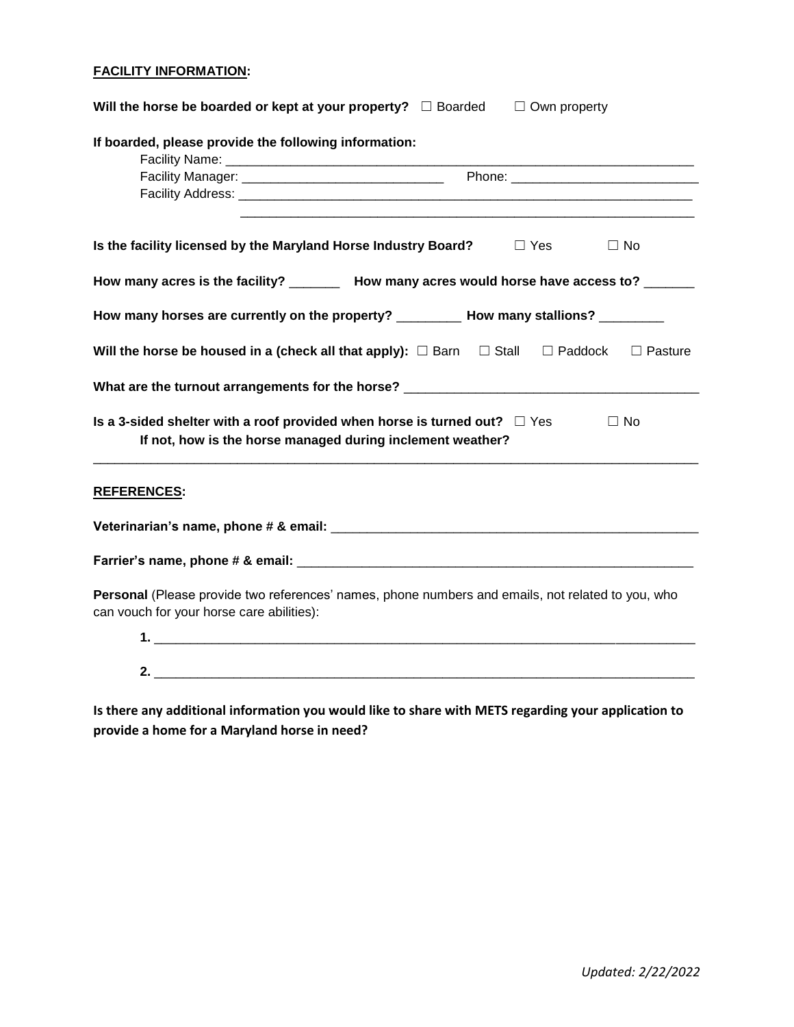**FACILITY INFORMATION:**

**Will the horse be boarded or kept at your property?** ☐ Boarded ☐ Own property

**If boarded, please provide the following information:**

Facility Name: ______________________________________________________________________

Facility Manager: ____________________________ Phone: __________________________

Facility Address: ____________________________________________________________________

_____________________________________________________________________________________

**Is the facility licensed by the Maryland Horse Industry Board?** ☐ Yes ☐ No

**How many acres is the facility?** _______ **How many acres would horse have access to?** _______

**How many horses are currently on the property?** _________ **How many stallions?** _________

**Will the horse be housed in a (check all that apply):** ☐ Barn ☐ Stall ☐ Paddock ☐ Pasture

**What are the turnout arrangements for the horse?** ________________________________________

**Is a 3-sided shelter with a roof provided when horse is turned out?** ☐ Yes ☐ No

**If not, how is the horse managed during inclement weather?**

_____________________________________________________________________________________

**REFERENCES:**

**Veterinarian's name, phone # & email:** ____________________________________________________

**Farrier's name, phone # & email:** _________________________________________________________

**Personal** (Please provide two references' names, phone numbers and emails, not related to you, who can vouch for your horse care abilities):

**1.** ______________________________________________________________________________

**2.** ______________________________________________________________________________

**Is there any additional information you would like to share with METS regarding your application to provide a home for a Maryland horse in need?**

*Updated: 2/22/2022*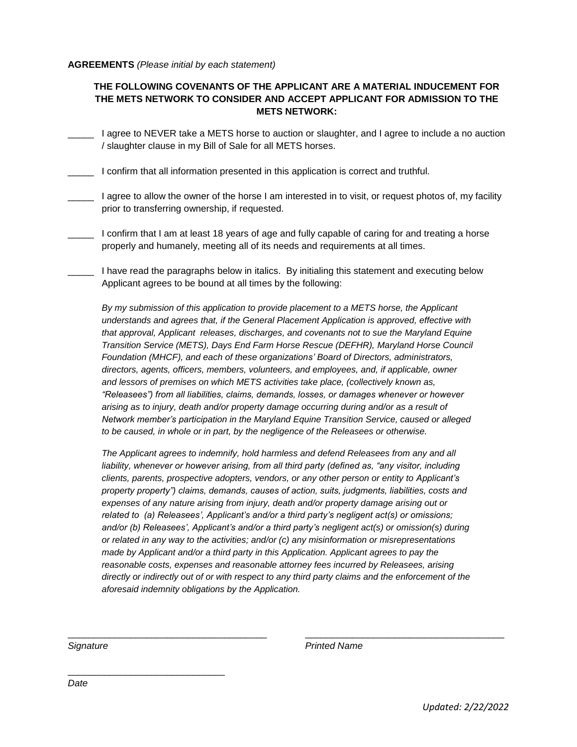**AGREEMENTS** *(Please initial by each statement)*

**THE FOLLOWING COVENANTS OF THE APPLICANT ARE A MATERIAL INDUCEMENT FOR THE METS NETWORK TO CONSIDER AND ACCEPT APPLICANT FOR ADMISSION TO THE METS NETWORK:**

_____ I agree to NEVER take a METS horse to auction or slaughter, and I agree to include a no auction / slaughter clause in my Bill of Sale for all METS horses.

_____ I confirm that all information presented in this application is correct and truthful.

_____ I agree to allow the owner of the horse I am interested in to visit, or request photos of, my facility prior to transferring ownership, if requested.

_____ I confirm that I am at least 18 years of age and fully capable of caring for and treating a horse properly and humanely, meeting all of its needs and requirements at all times.

_____ I have read the paragraphs below in italics. By initialing this statement and executing below Applicant agrees to be bound at all times by the following:

*By my submission of this application to provide placement to a METS horse, the Applicant understands and agrees that, if the General Placement Application is approved, effective with that approval, Applicant releases, discharges, and covenants not to sue the Maryland Equine Transition Service (METS), Days End Farm Horse Rescue (DEFHR), Maryland Horse Council Foundation (MHCF), and each of these organizations' Board of Directors, administrators, directors, agents, officers, members, volunteers, and employees, and, if applicable, owner and lessors of premises on which METS activities take place, (collectively known as, "Releasees") from all liabilities, claims, demands, losses, or damages whenever or however arising as to injury, death and/or property damage occurring during and/or as a result of Network member's participation in the Maryland Equine Transition Service, caused or alleged to be caused, in whole or in part, by the negligence of the Releasees or otherwise.*

*The Applicant agrees to indemnify, hold harmless and defend Releasees from any and all liability, whenever or however arising, from all third party (defined as, "any visitor, including clients, parents, prospective adopters, vendors, or any other person or entity to Applicant's property property") claims, demands, causes of action, suits, judgments, liabilities, costs and expenses of any nature arising from injury, death and/or property damage arising out or related to (a) Releasees', Applicant's and/or a third party's negligent act(s) or omissions; and/or (b) Releasees', Applicant's and/or a third party's negligent act(s) or omission(s) during or related in any way to the activities; and/or (c) any misinformation or misrepresentations made by Applicant and/or a third party in this Application. Applicant agrees to pay the reasonable costs, expenses and reasonable attorney fees incurred by Releasees, arising directly or indirectly out of or with respect to any third party claims and the enforcement of the aforesaid indemnity obligations by the Application.*

_______________________________________ _______________________________________
*Signature* *Printed Name*

______________________________
*Date*

*Updated: 2/22/2022*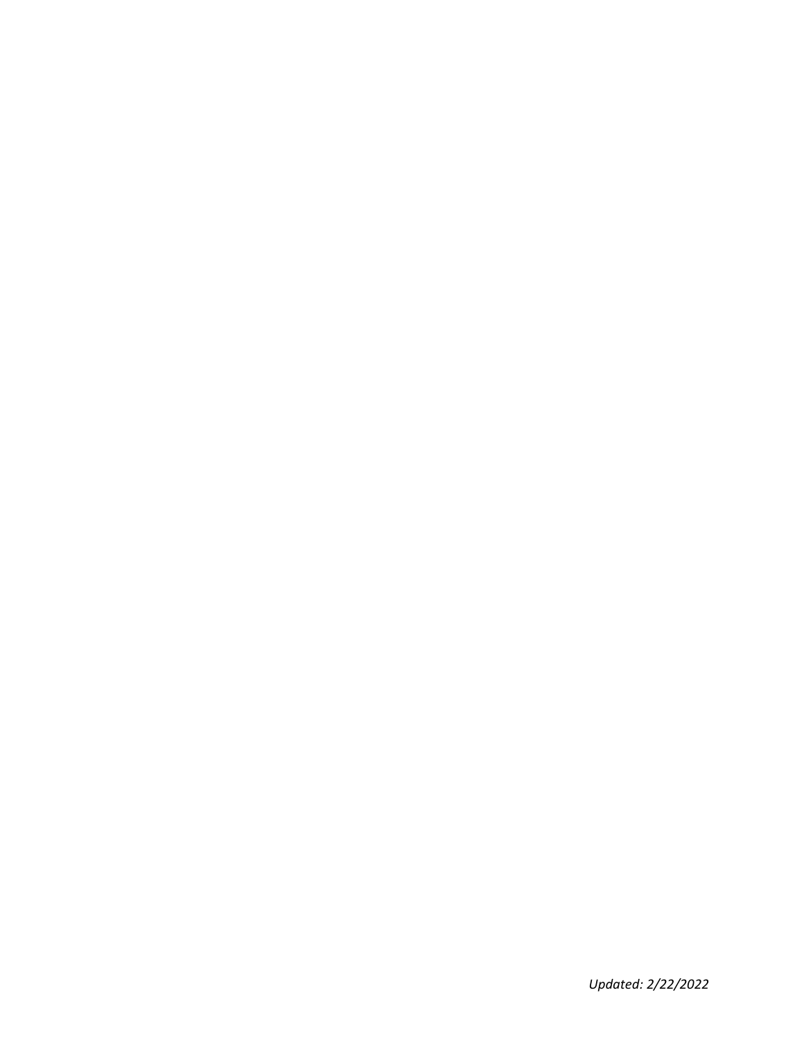*Updated: 2/22/2022*